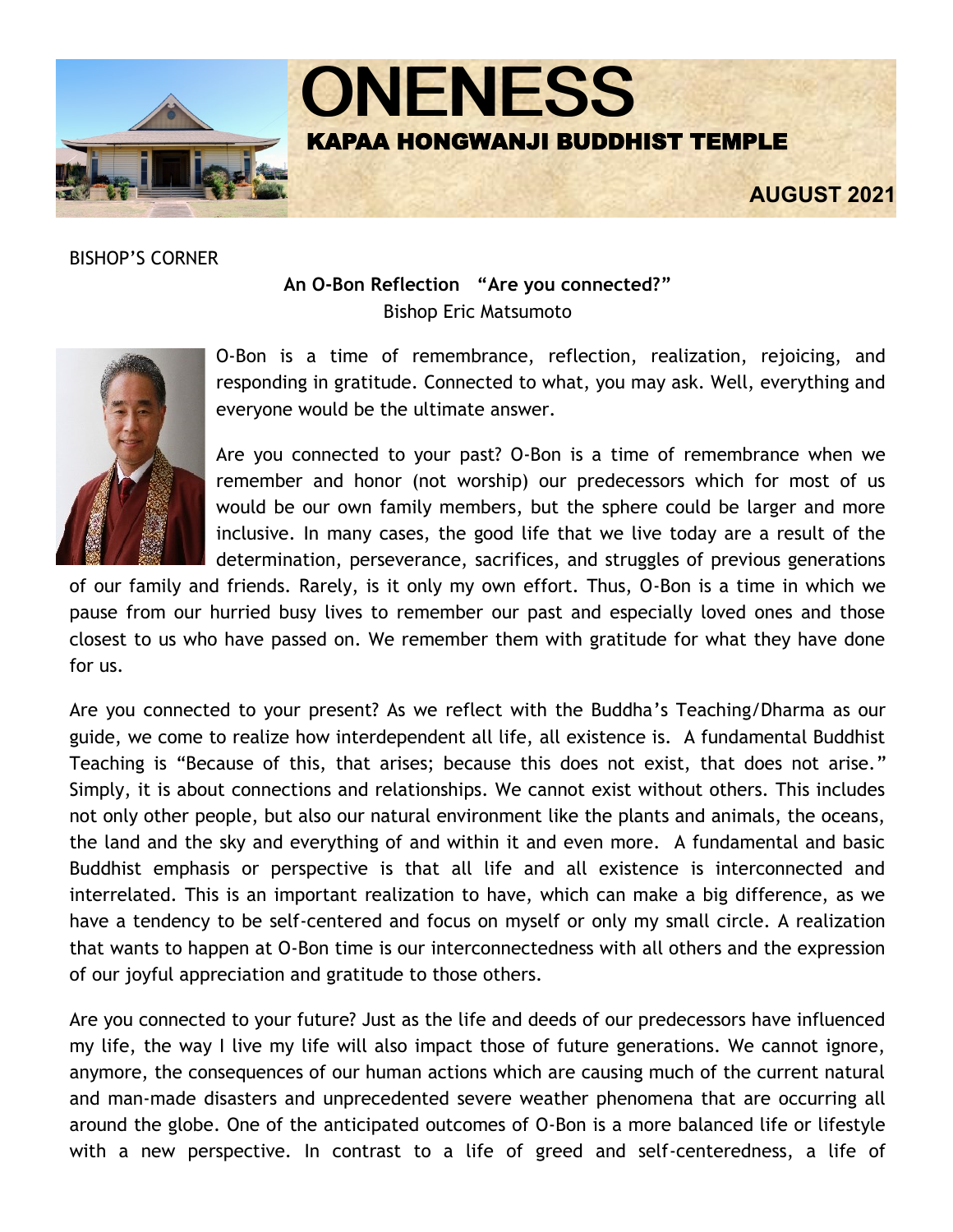# ONENESS

## KAPAA HONGWANJI BUDDHIST TEMPLE

**AUGUST 2021**

BISHOP'S CORNER

### An O-Bon Reflection "Are you connected?"

Bishop Eric Matsumoto

O-Bon is a time of remembrance, reflection, realization, rejoicing, and responding in gratitude. Connected to what, you may ask. Well, everything and everyone would be the ultimate answer.

Are you connected to your past? O-Bon is a time of remembrance when we remember and honor (not worship) our predecessors which for most of us would be our own family members, but the sphere could be larger and more inclusive. In many cases, the good life that we live today are a result of the determination, perseverance, sacrifices, and struggles of previous generations of our family and friends. Rarely, is it only my own effort. Thus, O-Bon is a time in which we pause from our hurried busy lives to remember our past and especially loved ones and those closest to us who have passed on. We remember them with gratitude for what they have done for us.

Are you connected to your present? As we reflect with the Buddha's Teaching/Dharma as our guide, we come to realize how interdependent all life, all existence is. A fundamental Buddhist Teaching is "Because of this, that arises; because this does not exist, that does not arise." Simply, it is about connections and relationships. We cannot exist without others. This includes not only other people, but also our natural environment like the plants and animals, the oceans, the land and the sky and everything of and within it and even more. A fundamental and basic Buddhist emphasis or perspective is that all life and all existence is interconnected and interrelated. This is an important realization to have, which can make a big difference, as we have a tendency to be self-centered and focus on myself or only my small circle. A realization that wants to happen at O-Bon time is our interconnectedness with all others and the expression of our joyful appreciation and gratitude to those others.

Are you connected to your future? Just as the life and deeds of our predecessors have influenced my life, the way I live my life will also impact those of future generations. We cannot ignore, anymore, the consequences of our human actions which are causing much of the current natural and man-made disasters and unprecedented severe weather phenomena that are occurring all around the globe. One of the anticipated outcomes of O-Bon is a more balanced life or lifestyle with a new perspective. In contrast to a life of greed and self-centeredness, a life of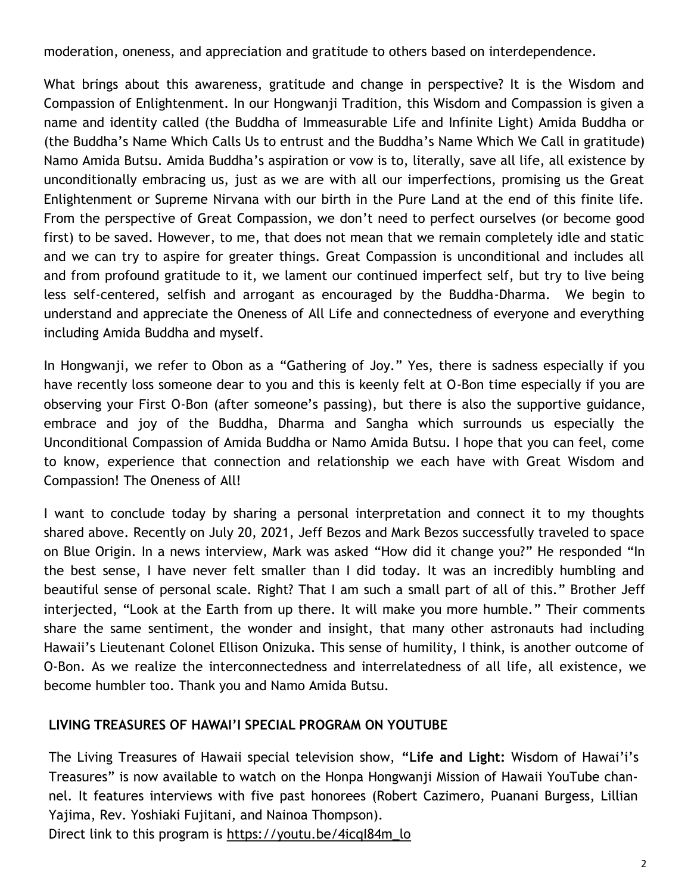moderation, oneness, and appreciation and gratitude to others based on interdependence.

What brings about this awareness, gratitude and change in perspective? It is the Wisdom and Compassion of Enlightenment. In our Hongwanji Tradition, this Wisdom and Compassion is given a name and identity called (the Buddha of Immeasurable Life and Infinite Light) Amida Buddha or (the Buddha's Name Which Calls Us to entrust and the Buddha's Name Which We Call in gratitude) Namo Amida Butsu. Amida Buddha's aspiration or vow is to, literally, save all life, all existence by unconditionally embracing us, just as we are with all our imperfections, promising us the Great Enlightenment or Supreme Nirvana with our birth in the Pure Land at the end of this finite life. From the perspective of Great Compassion, we don't need to perfect ourselves (or become good first) to be saved. However, to me, that does not mean that we remain completely idle and static and we can try to aspire for greater things. Great Compassion is unconditional and includes all and from profound gratitude to it, we lament our continued imperfect self, but try to live being less self-centered, selfish and arrogant as encouraged by the Buddha-Dharma. We begin to understand and appreciate the Oneness of All Life and connectedness of everyone and everything including Amida Buddha and myself.

In Hongwanji, we refer to Obon as a "Gathering of Joy." Yes, there is sadness especially if you have recently loss someone dear to you and this is keenly felt at O-Bon time especially if you are observing your First O-Bon (after someone's passing), but there is also the supportive guidance, embrace and joy of the Buddha, Dharma and Sangha which surrounds us especially the Unconditional Compassion of Amida Buddha or Namo Amida Butsu. I hope that you can feel, come to know, experience that connection and relationship we each have with Great Wisdom and Compassion! The Oneness of All!

I want to conclude today by sharing a personal interpretation and connect it to my thoughts shared above. Recently on July 20, 2021, Jeff Bezos and Mark Bezos successfully traveled to space on Blue Origin. In a news interview, Mark was asked "How did it change you?" He responded "In the best sense, I have never felt smaller than I did today. It was an incredibly humbling and beautiful sense of personal scale. Right? That I am such a small part of all of this." Brother Jeff interjected, "Look at the Earth from up there. It will make you more humble." Their comments share the same sentiment, the wonder and insight, that many other astronauts had including Hawaii's Lieutenant Colonel Ellison Onizuka. This sense of humility, I think, is another outcome of O-Bon. As we realize the interconnectedness and interrelatedness of all life, all existence, we become humbler too. Thank you and Namo Amida Butsu.

## LIVING TREASURES OF HAWAI'I SPECIAL PROGRAM ON YOUTUBE

The Living Treasures of Hawaii special television show, **"Life and Light:** Wisdom of Hawai'i's Treasures" is now available to watch on the Honpa Hongwanji Mission of Hawaii YouTube channel. It features interviews with five past honorees (Robert Cazimero, Puanani Burgess, Lillian Yajima, Rev. Yoshiaki Fujitani, and Nainoa Thompson).
Direct link to this program is https://youtu.be/4icqI84m_lo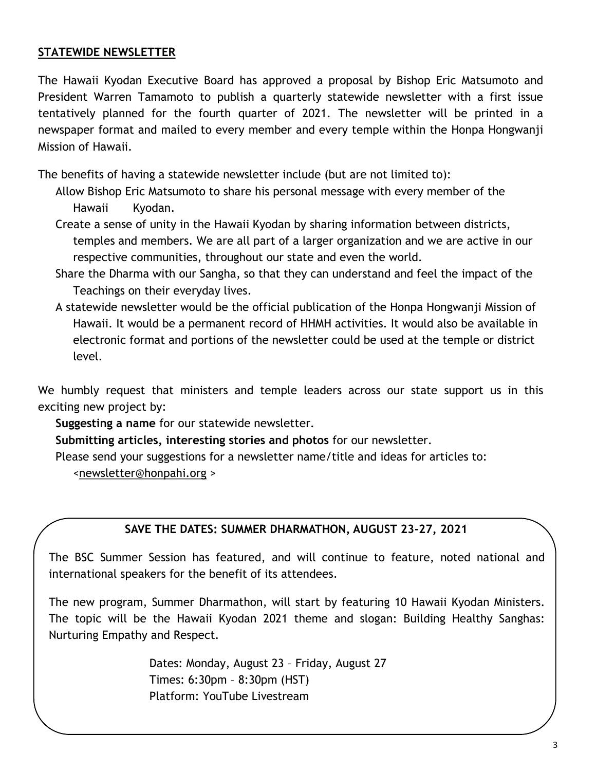## STATEWIDE NEWSLETTER

The Hawaii Kyodan Executive Board has approved a proposal by Bishop Eric Matsumoto and President Warren Tamamoto to publish a quarterly statewide newsletter with a first issue tentatively planned for the fourth quarter of 2021. The newsletter will be printed in a newspaper format and mailed to every member and every temple within the Honpa Hongwanji Mission of Hawaii.

The benefits of having a statewide newsletter include (but are not limited to):

- Allow Bishop Eric Matsumoto to share his personal message with every member of the Hawaii Kyodan.
- Create a sense of unity in the Hawaii Kyodan by sharing information between districts, temples and members. We are all part of a larger organization and we are active in our respective communities, throughout our state and even the world.
- Share the Dharma with our Sangha, so that they can understand and feel the impact of the Teachings on their everyday lives.
- A statewide newsletter would be the official publication of the Honpa Hongwanji Mission of Hawaii. It would be a permanent record of HHMH activities. It would also be available in electronic format and portions of the newsletter could be used at the temple or district level.

We humbly request that ministers and temple leaders across our state support us in this exciting new project by:

- **Suggesting a name** for our statewide newsletter.
- **Submitting articles, interesting stories and photos** for our newsletter.
- Please send your suggestions for a newsletter name/title and ideas for articles to: <newsletter@honpahi.org >

### SAVE THE DATES: SUMMER DHARMATHON, AUGUST 23-27, 2021

The BSC Summer Session has featured, and will continue to feature, noted national and international speakers for the benefit of its attendees.

The new program, Summer Dharmathon, will start by featuring 10 Hawaii Kyodan Ministers. The topic will be the Hawaii Kyodan 2021 theme and slogan: Building Healthy Sanghas: Nurturing Empathy and Respect.

Dates: Monday, August 23 – Friday, August 27
Times: 6:30pm – 8:30pm (HST)
Platform: YouTube Livestream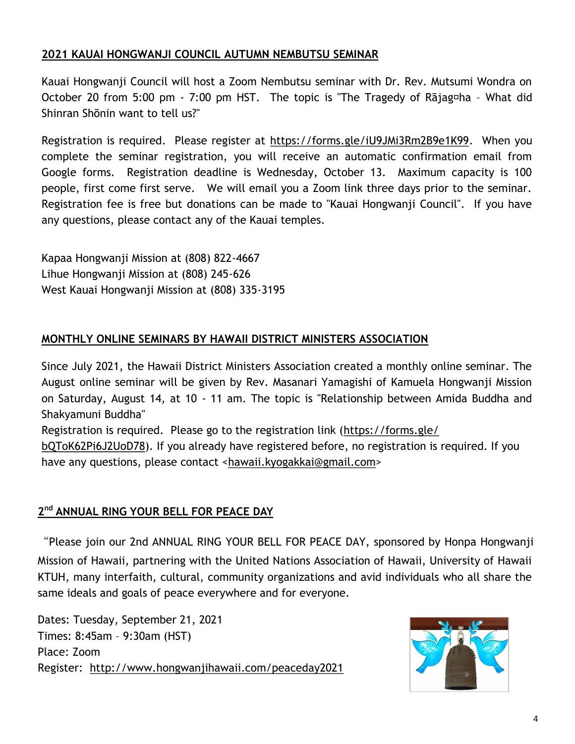## 2021 KAUAI HONGWANJI COUNCIL AUTUMN NEMBUTSU SEMINAR

Kauai Hongwanji Council will host a Zoom Nembutsu seminar with Dr. Rev. Mutsumi Wondra on October 20 from 5:00 pm - 7:00 pm HST. The topic is "The Tragedy of Rājag□ha – What did Shinran Shōnin want to tell us?"

Registration is required. Please register at https://forms.gle/iU9JMi3Rm2B9e1K99. When you complete the seminar registration, you will receive an automatic confirmation email from Google forms. Registration deadline is Wednesday, October 13. Maximum capacity is 100 people, first come first serve. We will email you a Zoom link three days prior to the seminar. Registration fee is free but donations can be made to "Kauai Hongwanji Council". If you have any questions, please contact any of the Kauai temples.

Kapaa Hongwanji Mission at (808) 822-4667
Lihue Hongwanji Mission at (808) 245-626
West Kauai Hongwanji Mission at (808) 335-3195

## MONTHLY ONLINE SEMINARS BY HAWAII DISTRICT MINISTERS ASSOCIATION

Since July 2021, the Hawaii District Ministers Association created a monthly online seminar. The August online seminar will be given by Rev. Masanari Yamagishi of Kamuela Hongwanji Mission on Saturday, August 14, at 10 - 11 am. The topic is "Relationship between Amida Buddha and Shakyamuni Buddha"
Registration is required. Please go to the registration link (https://forms.gle/bQToK62Pi6J2UoD78). If you already have registered before, no registration is required. If you have any questions, please contact <hawaii.kyogakkai@gmail.com>

## 2nd ANNUAL RING YOUR BELL FOR PEACE DAY

"Please join our 2nd ANNUAL RING YOUR BELL FOR PEACE DAY, sponsored by Honpa Hongwanji Mission of Hawaii, partnering with the United Nations Association of Hawaii, University of Hawaii KTUH, many interfaith, cultural, community organizations and avid individuals who all share the same ideals and goals of peace everywhere and for everyone.

Dates: Tuesday, September 21, 2021
Times: 8:45am – 9:30am (HST)
Place: Zoom
Register: http://www.hongwanjihawaii.com/peaceday2021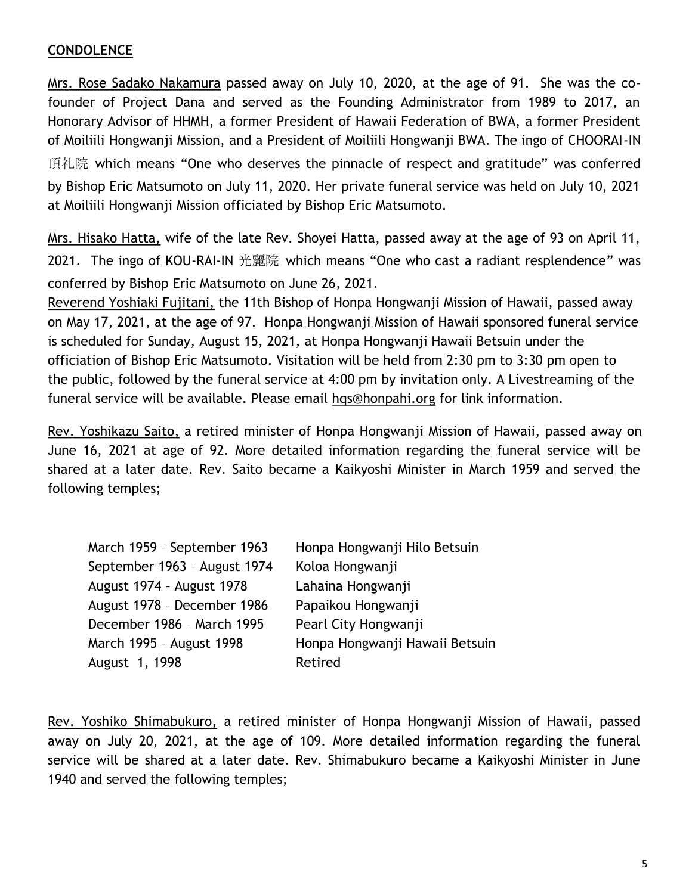## CONDOLENCE

Mrs. Rose Sadako Nakamura passed away on July 10, 2020, at the age of 91. She was the co-founder of Project Dana and served as the Founding Administrator from 1989 to 2017, an Honorary Advisor of HHMH, a former President of Hawaii Federation of BWA, a former President of Moiliili Hongwanji Mission, and a President of Moiliili Hongwanji BWA. The ingo of CHOORAI-IN 頂礼院 which means "One who deserves the pinnacle of respect and gratitude" was conferred by Bishop Eric Matsumoto on July 11, 2020. Her private funeral service was held on July 10, 2021 at Moiliili Hongwanji Mission officiated by Bishop Eric Matsumoto.

Mrs. Hisako Hatta, wife of the late Rev. Shoyei Hatta, passed away at the age of 93 on April 11, 2021. The ingo of KOU-RAI-IN 光麗院 which means "One who cast a radiant resplendence" was conferred by Bishop Eric Matsumoto on June 26, 2021.

Reverend Yoshiaki Fujitani, the 11th Bishop of Honpa Hongwanji Mission of Hawaii, passed away on May 17, 2021, at the age of 97. Honpa Hongwanji Mission of Hawaii sponsored funeral service is scheduled for Sunday, August 15, 2021, at Honpa Hongwanji Hawaii Betsuin under the officiation of Bishop Eric Matsumoto. Visitation will be held from 2:30 pm to 3:30 pm open to the public, followed by the funeral service at 4:00 pm by invitation only. A Livestreaming of the funeral service will be available. Please email hqs@honpahi.org for link information.

Rev. Yoshikazu Saito, a retired minister of Honpa Hongwanji Mission of Hawaii, passed away on June 16, 2021 at age of 92. More detailed information regarding the funeral service will be shared at a later date. Rev. Saito became a Kaikyoshi Minister in March 1959 and served the following temples;

| | |
|---|---|
| March 1959 – September 1963 | Honpa Hongwanji Hilo Betsuin |
| September 1963 – August 1974 | Koloa Hongwanji |
| August 1974 – August 1978 | Lahaina Hongwanji |
| August 1978 – December 1986 | Papaikou Hongwanji |
| December 1986 – March 1995 | Pearl City Hongwanji |
| March 1995 – August 1998 | Honpa Hongwanji Hawaii Betsuin |
| August 1, 1998 | Retired |

Rev. Yoshiko Shimabukuro, a retired minister of Honpa Hongwanji Mission of Hawaii, passed away on July 20, 2021, at the age of 109. More detailed information regarding the funeral service will be shared at a later date. Rev. Shimabukuro became a Kaikyoshi Minister in June 1940 and served the following temples;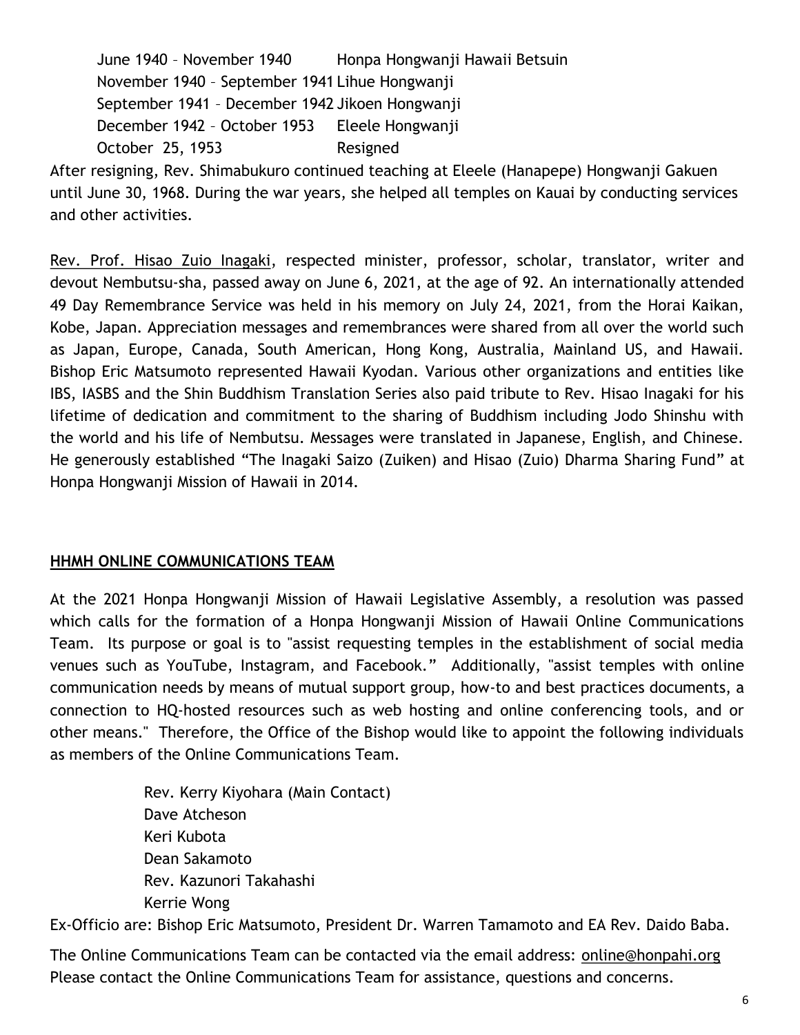| | |
|---|---|
| June 1940 – November 1940 | Honpa Hongwanji Hawaii Betsuin |
| November 1940 – September 1941 | Lihue Hongwanji |
| September 1941 – December 1942 | Jikoen Hongwanji |
| December 1942 – October 1953 | Eleele Hongwanji |
| October 25, 1953 | Resigned |

After resigning, Rev. Shimabukuro continued teaching at Eleele (Hanapepe) Hongwanji Gakuen until June 30, 1968. During the war years, she helped all temples on Kauai by conducting services and other activities.

Rev. Prof. Hisao Zuio Inagaki, respected minister, professor, scholar, translator, writer and devout Nembutsu-sha, passed away on June 6, 2021, at the age of 92. An internationally attended 49 Day Remembrance Service was held in his memory on July 24, 2021, from the Horai Kaikan, Kobe, Japan. Appreciation messages and remembrances were shared from all over the world such as Japan, Europe, Canada, South American, Hong Kong, Australia, Mainland US, and Hawaii. Bishop Eric Matsumoto represented Hawaii Kyodan. Various other organizations and entities like IBS, IASBS and the Shin Buddhism Translation Series also paid tribute to Rev. Hisao Inagaki for his lifetime of dedication and commitment to the sharing of Buddhism including Jodo Shinshu with the world and his life of Nembutsu. Messages were translated in Japanese, English, and Chinese. He generously established "The Inagaki Saizo (Zuiken) and Hisao (Zuio) Dharma Sharing Fund" at Honpa Hongwanji Mission of Hawaii in 2014.

## HHMH ONLINE COMMUNICATIONS TEAM

At the 2021 Honpa Hongwanji Mission of Hawaii Legislative Assembly, a resolution was passed which calls for the formation of a Honpa Hongwanji Mission of Hawaii Online Communications Team. Its purpose or goal is to "assist requesting temples in the establishment of social media venues such as YouTube, Instagram, and Facebook." Additionally, "assist temples with online communication needs by means of mutual support group, how-to and best practices documents, a connection to HQ-hosted resources such as web hosting and online conferencing tools, and or other means." Therefore, the Office of the Bishop would like to appoint the following individuals as members of the Online Communications Team.

Rev. Kerry Kiyohara (Main Contact)
Dave Atcheson
Keri Kubota
Dean Sakamoto
Rev. Kazunori Takahashi
Kerrie Wong

Ex-Officio are: Bishop Eric Matsumoto, President Dr. Warren Tamamoto and EA Rev. Daido Baba.

The Online Communications Team can be contacted via the email address: online@honpahi.org
Please contact the Online Communications Team for assistance, questions and concerns.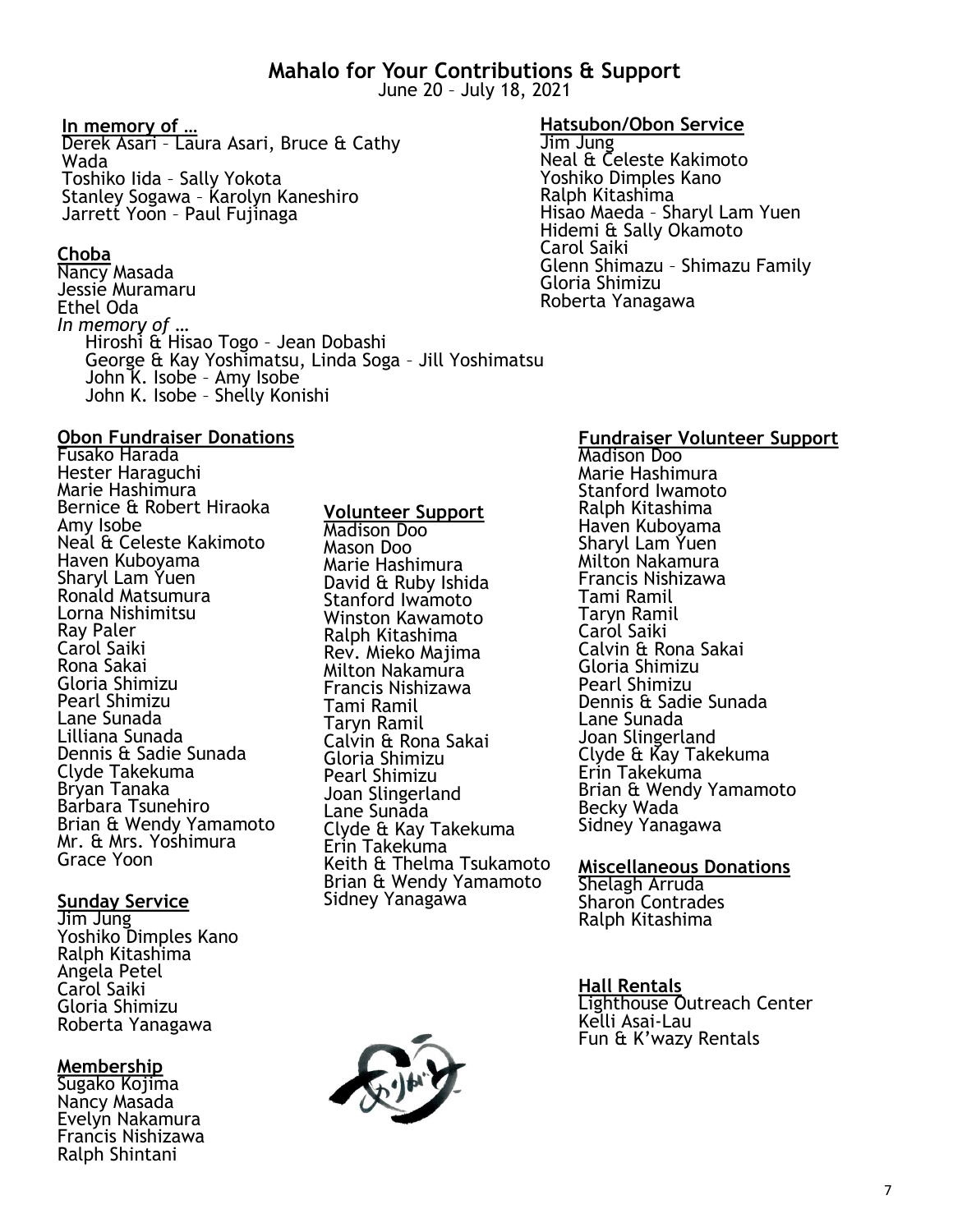# Mahalo for Your Contributions & Support

June 20 – July 18, 2021

**In memory of …**

Derek Asari – Laura Asari, Bruce & Cathy Wada
Toshiko Iida – Sally Yokota
Stanley Sogawa – Karolyn Kaneshiro
Jarrett Yoon – Paul Fujinaga

**Choba**

Nancy Masada
Jessie Muramaru
Ethel Oda
*In memory of …*
Hiroshi & Hisao Togo – Jean Dobashi
George & Kay Yoshimatsu, Linda Soga – Jill Yoshimatsu
John K. Isobe – Amy Isobe
John K. Isobe – Shelly Konishi

**Hatsubon/Obon Service**

Jim Jung
Neal & Celeste Kakimoto
Yoshiko Dimples Kano
Ralph Kitashima
Hisao Maeda – Sharyl Lam Yuen
Hidemi & Sally Okamoto
Carol Saiki
Glenn Shimazu – Shimazu Family
Gloria Shimizu
Roberta Yanagawa

**Obon Fundraiser Donations**

Fusako Harada
Hester Haraguchi
Marie Hashimura
Bernice & Robert Hiraoka
Amy Isobe
Neal & Celeste Kakimoto
Haven Kuboyama
Sharyl Lam Yuen
Ronald Matsumura
Lorna Nishimitsu
Ray Paler
Carol Saiki
Rona Sakai
Gloria Shimizu
Pearl Shimizu
Lane Sunada
Lilliana Sunada
Dennis & Sadie Sunada
Clyde Takekuma
Bryan Tanaka
Barbara Tsunehiro
Brian & Wendy Yamamoto
Mr. & Mrs. Yoshimura
Grace Yoon

**Sunday Service**

Jim Jung
Yoshiko Dimples Kano
Ralph Kitashima
Angela Petel
Carol Saiki
Gloria Shimizu
Roberta Yanagawa

**Membership**

Sugako Kojima
Nancy Masada
Evelyn Nakamura
Francis Nishizawa
Ralph Shintani

**Volunteer Support**

Madison Doo
Mason Doo
Marie Hashimura
David & Ruby Ishida
Stanford Iwamoto
Winston Kawamoto
Ralph Kitashima
Rev. Mieko Majima
Milton Nakamura
Francis Nishizawa
Tami Ramil
Taryn Ramil
Calvin & Rona Sakai
Gloria Shimizu
Pearl Shimizu
Joan Slingerland
Lane Sunada
Clyde & Kay Takekuma
Erin Takekuma
Keith & Thelma Tsukamoto
Brian & Wendy Yamamoto
Sidney Yanagawa

**Fundraiser Volunteer Support**

Madison Doo
Marie Hashimura
Stanford Iwamoto
Ralph Kitashima
Haven Kuboyama
Sharyl Lam Yuen
Milton Nakamura
Francis Nishizawa
Tami Ramil
Taryn Ramil
Carol Saiki
Calvin & Rona Sakai
Gloria Shimizu
Pearl Shimizu
Dennis & Sadie Sunada
Lane Sunada
Joan Slingerland
Clyde & Kay Takekuma
Erin Takekuma
Brian & Wendy Yamamoto
Becky Wada
Sidney Yanagawa

**Miscellaneous Donations**

Shelagh Arruda
Sharon Contrades
Ralph Kitashima

**Hall Rentals**

Lighthouse Outreach Center
Kelli Asai-Lau
Fun & K'wazy Rentals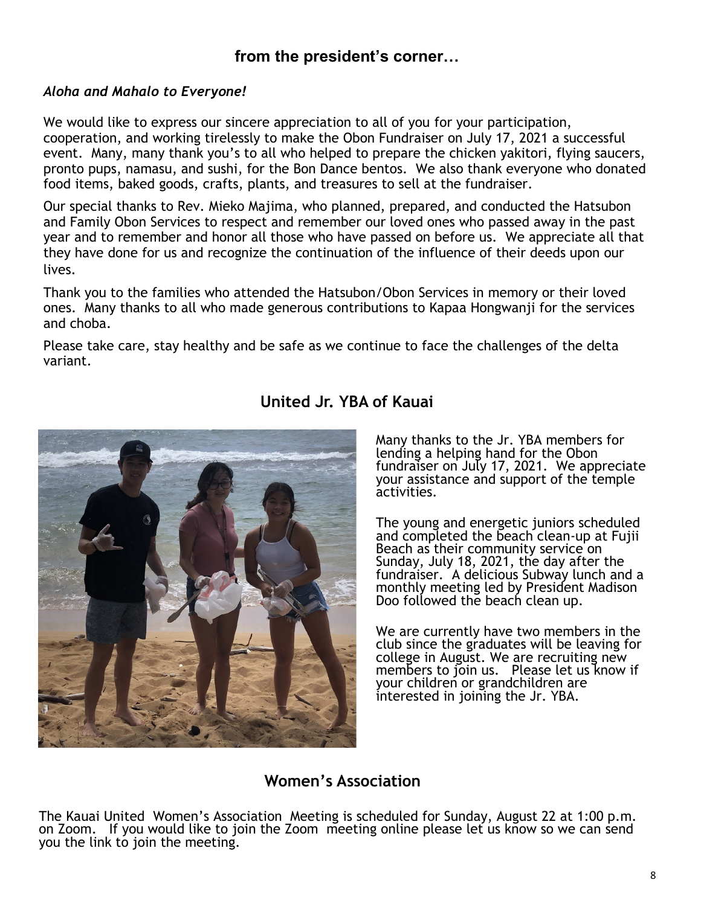## from the president's corner…

*Aloha and Mahalo to Everyone!*

We would like to express our sincere appreciation to all of you for your participation, cooperation, and working tirelessly to make the Obon Fundraiser on July 17, 2021 a successful event. Many, many thank you's to all who helped to prepare the chicken yakitori, flying saucers, pronto pups, namasu, and sushi, for the Bon Dance bentos. We also thank everyone who donated food items, baked goods, crafts, plants, and treasures to sell at the fundraiser.

Our special thanks to Rev. Mieko Majima, who planned, prepared, and conducted the Hatsubon and Family Obon Services to respect and remember our loved ones who passed away in the past year and to remember and honor all those who have passed on before us. We appreciate all that they have done for us and recognize the continuation of the influence of their deeds upon our lives.

Thank you to the families who attended the Hatsubon/Obon Services in memory or their loved ones. Many thanks to all who made generous contributions to Kapaa Hongwanji for the services and choba.

Please take care, stay healthy and be safe as we continue to face the challenges of the delta variant.

## United Jr. YBA of Kauai

Many thanks to the Jr. YBA members for lending a helping hand for the Obon fundraiser on July 17, 2021. We appreciate your assistance and support of the temple activities.

The young and energetic juniors scheduled and completed the beach clean-up at Fujii Beach as their community service on Sunday, July 18, 2021, the day after the fundraiser. A delicious Subway lunch and a monthly meeting led by President Madison Doo followed the beach clean up.

We are currently have two members in the club since the graduates will be leaving for college in August. We are recruiting new members to join us. Please let us know if your children or grandchildren are interested in joining the Jr. YBA.

## Women's Association

The Kauai United Women's Association Meeting is scheduled for Sunday, August 22 at 1:00 p.m. on Zoom. If you would like to join the Zoom meeting online please let us know so we can send you the link to join the meeting.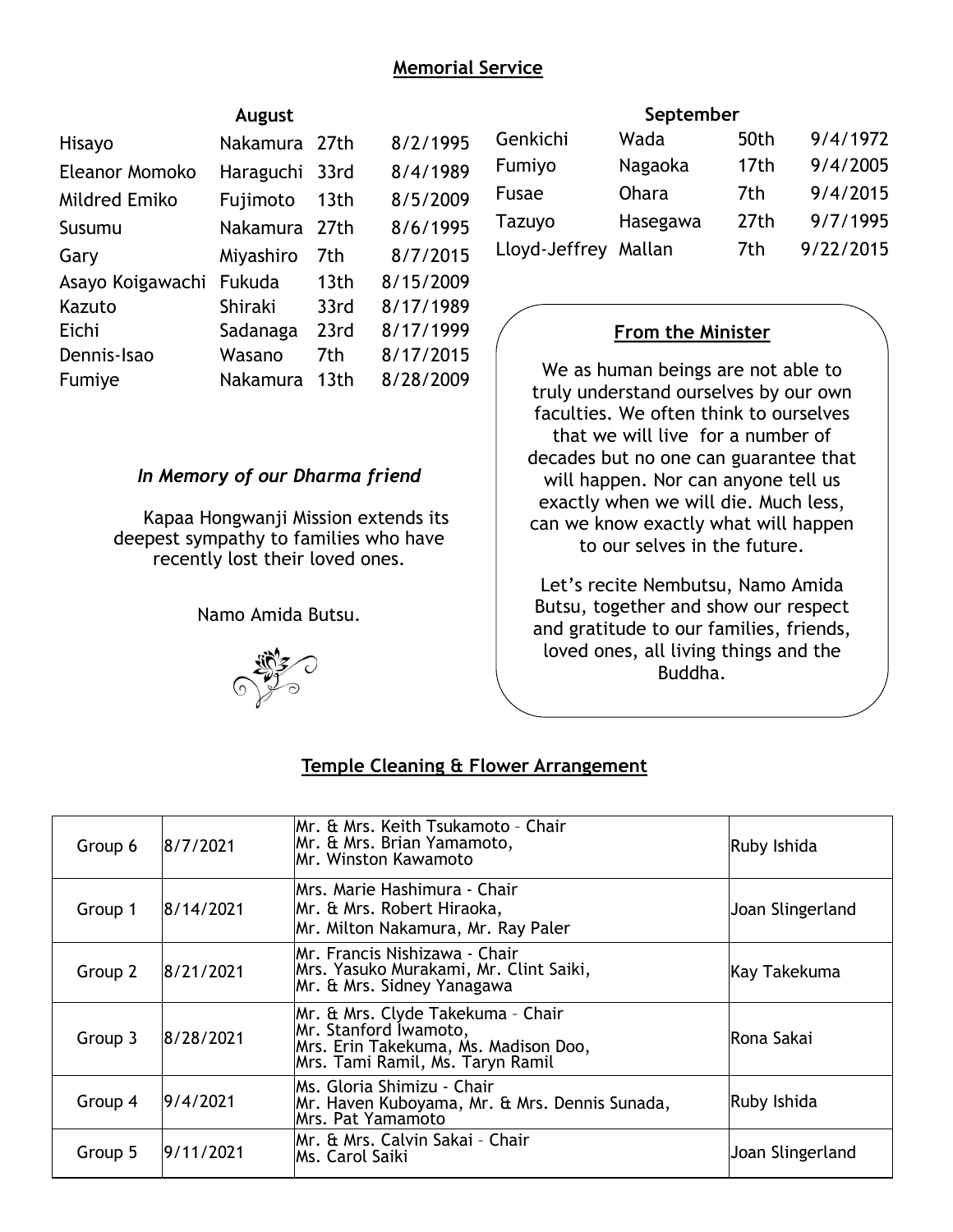## Memorial Service

### August

| | | | |
|---|---|---|---|
| Hisayo | Nakamura | 27th | 8/2/1995 |
| Eleanor Momoko | Haraguchi | 33rd | 8/4/1989 |
| Mildred Emiko | Fujimoto | 13th | 8/5/2009 |
| Susumu | Nakamura | 27th | 8/6/1995 |
| Gary | Miyashiro | 7th | 8/7/2015 |
| Asayo Koigawachi | Fukuda | 13th | 8/15/2009 |
| Kazuto | Shiraki | 33rd | 8/17/1989 |
| Eichi | Sadanaga | 23rd | 8/17/1999 |
| Dennis-Isao | Wasano | 7th | 8/17/2015 |
| Fumiye | Nakamura | 13th | 8/28/2009 |

### September

| | | | |
|---|---|---|---|
| Genkichi | Wada | 50th | 9/4/1972 |
| Fumiyo | Nagaoka | 17th | 9/4/2005 |
| Fusae | Ohara | 7th | 9/4/2015 |
| Tazuyo | Hasegawa | 27th | 9/7/1995 |
| Lloyd-Jeffrey | Mallan | 7th | 9/22/2015 |

### *In Memory of our Dharma friend*

Kapaa Hongwanji Mission extends its deepest sympathy to families who have recently lost their loved ones.

Namo Amida Butsu.

### From the Minister

We as human beings are not able to truly understand ourselves by our own faculties. We often think to ourselves that we will live for a number of decades but no one can guarantee that will happen. Nor can anyone tell us exactly when we will die. Much less, can we know exactly what will happen to our selves in the future.

Let's recite Nembutsu, Namo Amida Butsu, together and show our respect and gratitude to our families, friends, loved ones, all living things and the Buddha.

## Temple Cleaning & Flower Arrangement

| | | | |
|---|---|---|---|
| Group 6 | 8/7/2021 | Mr. & Mrs. Keith Tsukamoto – Chair<br>Mr. & Mrs. Brian Yamamoto,<br>Mr. Winston Kawamoto | Ruby Ishida |
| Group 1 | 8/14/2021 | Mrs. Marie Hashimura - Chair<br>Mr. & Mrs. Robert Hiraoka,<br>Mr. Milton Nakamura, Mr. Ray Paler | Joan Slingerland |
| Group 2 | 8/21/2021 | Mr. Francis Nishizawa - Chair<br>Mrs. Yasuko Murakami, Mr. Clint Saiki,<br>Mr. & Mrs. Sidney Yanagawa | Kay Takekuma |
| Group 3 | 8/28/2021 | Mr. & Mrs. Clyde Takekuma – Chair<br>Mr. Stanford Iwamoto,<br>Mrs. Erin Takekuma, Ms. Madison Doo,<br>Mrs. Tami Ramil, Ms. Taryn Ramil | Rona Sakai |
| Group 4 | 9/4/2021 | Ms. Gloria Shimizu - Chair<br>Mr. Haven Kuboyama, Mr. & Mrs. Dennis Sunada,<br>Mrs. Pat Yamamoto | Ruby Ishida |
| Group 5 | 9/11/2021 | Mr. & Mrs. Calvin Sakai – Chair<br>Ms. Carol Saiki | Joan Slingerland |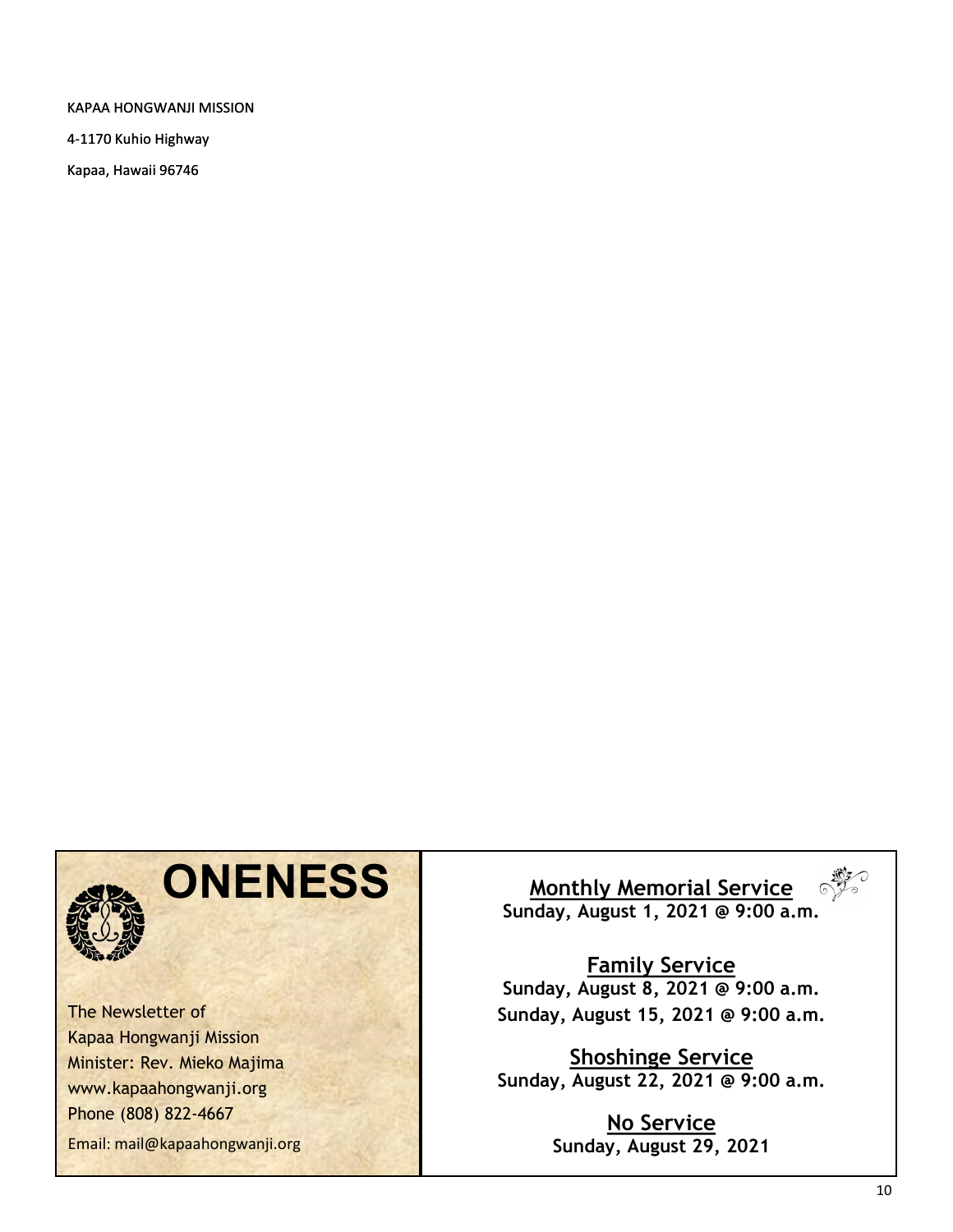KAPAA HONGWANJI MISSION

4-1170 Kuhio Highway

Kapaa, Hawaii 96746

# ONENESS

The Newsletter of
Kapaa Hongwanji Mission
Minister: Rev. Mieko Majima
www.kapaahongwanji.org
Phone (808) 822-4667
Email: mail@kapaahongwanji.org

**Monthly Memorial Service**
**Sunday, August 1, 2021 @ 9:00 a.m.**

**Family Service**
**Sunday, August 8, 2021 @ 9:00 a.m.**
**Sunday, August 15, 2021 @ 9:00 a.m.**

**Shoshinge Service**
**Sunday, August 22, 2021 @ 9:00 a.m.**

**No Service**
**Sunday, August 29, 2021**